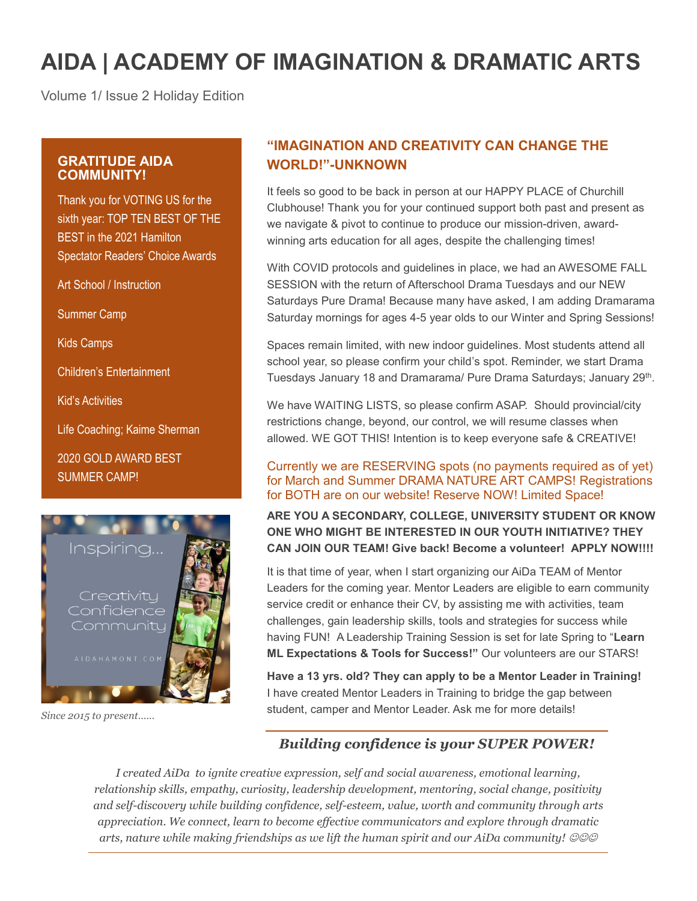# AIDA | ACADEMY OF IMAGINATION & DRAMATIC ARTS

Volume 1/ Issue 2 Holiday Edition

### GRATITUDE AIDA COMMUNITY!

Thank you for VOTING US for the sixth year: TOP TEN BEST OF THE BEST in the 2021 Hamilton Spectator Readers' Choice Awards

Art School / Instruction

Summer Camp

Kids Camps

Children's Entertainment

Kid's Activities

Life Coaching; Kaime Sherman

2020 GOLD AWARD BEST SUMMER CAMP!

Inspiring...

Creativity
Confidence
Community

AIDAHAMONT.COM

*Since 2015 to present......*

## "IMAGINATION AND CREATIVITY CAN CHANGE THE WORLD!"-UNKNOWN

It feels so good to be back in person at our HAPPY PLACE of Churchill Clubhouse! Thank you for your continued support both past and present as we navigate & pivot to continue to produce our mission-driven, award-winning arts education for all ages, despite the challenging times!

With COVID protocols and guidelines in place, we had an AWESOME FALL SESSION with the return of Afterschool Drama Tuesdays and our NEW Saturdays Pure Drama! Because many have asked, I am adding Dramarama Saturday mornings for ages 4-5 year olds to our Winter and Spring Sessions!

Spaces remain limited, with new indoor guidelines. Most students attend all school year, so please confirm your child's spot. Reminder, we start Drama Tuesdays January 18 and Dramarama/ Pure Drama Saturdays; January 29th.

We have WAITING LISTS, so please confirm ASAP. Should provincial/city restrictions change, beyond, our control, we will resume classes when allowed. WE GOT THIS! Intention is to keep everyone safe & CREATIVE!

Currently we are RESERVING spots (no payments required as of yet) for March and Summer DRAMA NATURE ART CAMPS! Registrations for BOTH are on our website! Reserve NOW! Limited Space!

**ARE YOU A SECONDARY, COLLEGE, UNIVERSITY STUDENT OR KNOW ONE WHO MIGHT BE INTERESTED IN OUR YOUTH INITIATIVE? THEY CAN JOIN OUR TEAM! Give back! Become a volunteer! APPLY NOW!!!!**

It is that time of year, when I start organizing our AiDa TEAM of Mentor Leaders for the coming year. Mentor Leaders are eligible to earn community service credit or enhance their CV, by assisting me with activities, team challenges, gain leadership skills, tools and strategies for success while having FUN! A Leadership Training Session is set for late Spring to "**Learn ML Expectations & Tools for Success!**" Our volunteers are our STARS!

**Have a 13 yrs. old? They can apply to be a Mentor Leader in Training!** I have created Mentor Leaders in Training to bridge the gap between student, camper and Mentor Leader. Ask me for more details!

***Building confidence is your SUPER POWER!***

*I created AiDa to ignite creative expression, self and social awareness, emotional learning, relationship skills, empathy, curiosity, leadership development, mentoring, social change, positivity and self-discovery while building confidence, self-esteem, value, worth and community through arts appreciation. We connect, learn to become effective communicators and explore through dramatic arts, nature while making friendships as we lift the human spirit and our AiDa community! ☺☺☺*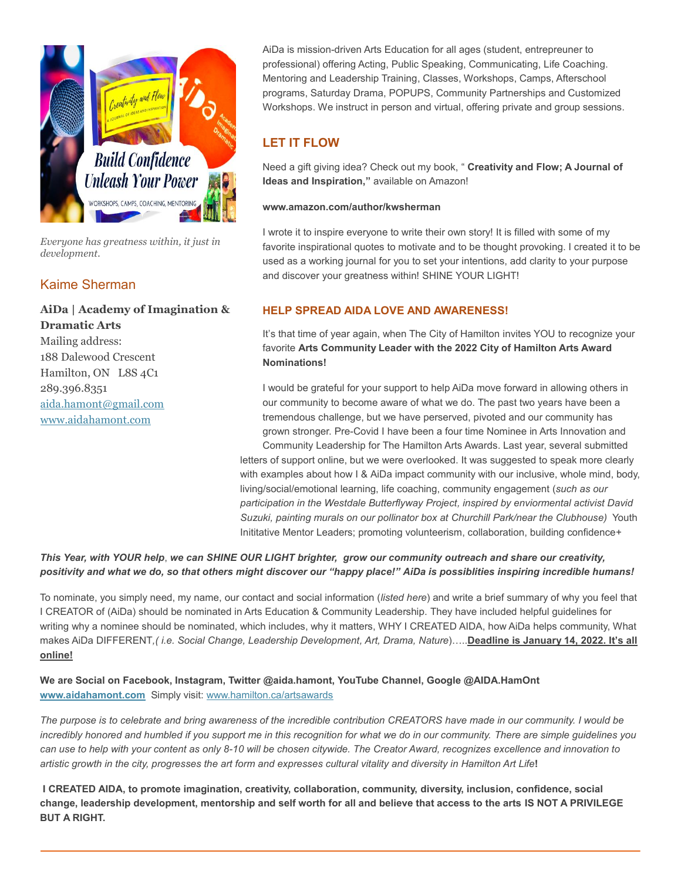*Everyone has greatness within, it just in development.*

## Kaime Sherman

**AiDa | Academy of Imagination & Dramatic Arts**
Mailing address:
188 Dalewood Crescent
Hamilton, ON L8S 4C1
289.396.8351
aida.hamont@gmail.com
www.aidahamont.com

AiDa is mission-driven Arts Education for all ages (student, entrepreuner to professional) offering Acting, Public Speaking, Communicating, Life Coaching. Mentoring and Leadership Training, Classes, Workshops, Camps, Afterschool programs, Saturday Drama, POPUPS, Community Partnerships and Customized Workshops. We instruct in person and virtual, offering private and group sessions.

### LET IT FLOW

Need a gift giving idea? Check out my book, " **Creativity and Flow; A Journal of Ideas and Inspiration,"** available on Amazon!

**www.amazon.com/author/kwsherman**

I wrote it to inspire everyone to write their own story! It is filled with some of my favorite inspirational quotes to motivate and to be thought provoking. I created it to be used as a working journal for you to set your intentions, add clarity to your purpose and discover your greatness within! SHINE YOUR LIGHT!

### HELP SPREAD AIDA LOVE AND AWARENESS!

It's that time of year again, when The City of Hamilton invites YOU to recognize your favorite **Arts Community Leader with the 2022 City of Hamilton Arts Award Nominations!**

I would be grateful for your support to help AiDa move forward in allowing others in our community to become aware of what we do. The past two years have been a tremendous challenge, but we have perserved, pivoted and our community has grown stronger. Pre-Covid I have been a four time Nominee in Arts Innovation and Community Leadership for The Hamilton Arts Awards. Last year, several submitted letters of support online, but we were overlooked. It was suggested to speak more clearly with examples about how I & AiDa impact community with our inclusive, whole mind, body, living/social/emotional learning, life coaching, community engagement (*such as our participation in the Westdale Butterflyway Project, inspired by enviormental activist David Suzuki, painting murals on our pollinator box at Churchill Park/near the Clubhouse)* Youth Inititative Mentor Leaders; promoting volunteerism, collaboration, building confidence+

***This Year, with YOUR help*, *we can SHINE OUR LIGHT brighter, grow our community outreach and share our creativity, positivity and what we do, so that others might discover our "happy place!" AiDa is possiblities inspiring incredible humans!***

To nominate, you simply need, my name, our contact and social information (*listed here*) and write a brief summary of why you feel that I CREATOR of (AiDa) should be nominated in Arts Education & Community Leadership. They have included helpful guidelines for writing why a nominee should be nominated, which includes, why it matters, WHY I CREATED AIDA, how AiDa helps community, What makes AiDa DIFFERENT,*( i.e. Social Change, Leadership Development, Art, Drama, Nature*).....**Deadline is January 14, 2022. It's all online!**

**We are Social on Facebook, Instagram, Twitter @aida.hamont, YouTube Channel, Google @AIDA.HamOnt**
**www.aidahamont.com** Simply visit: www.hamilton.ca/artsawards

*The purpose is to celebrate and bring awareness of the incredible contribution CREATORS have made in our community. I would be incredibly honored and humbled if you support me in this recognition for what we do in our community. There are simple guidelines you can use to help with your content as only 8-10 will be chosen citywide. The Creator Award, recognizes excellence and innovation to artistic growth in the city, progresses the art form and expresses cultural vitality and diversity in Hamilton Art Life***!**

**I CREATED AIDA, to promote imagination, creativity, collaboration, community, diversity, inclusion, confidence, social change, leadership development, mentorship and self worth for all and believe that access to the arts IS NOT A PRIVILEGE BUT A RIGHT.**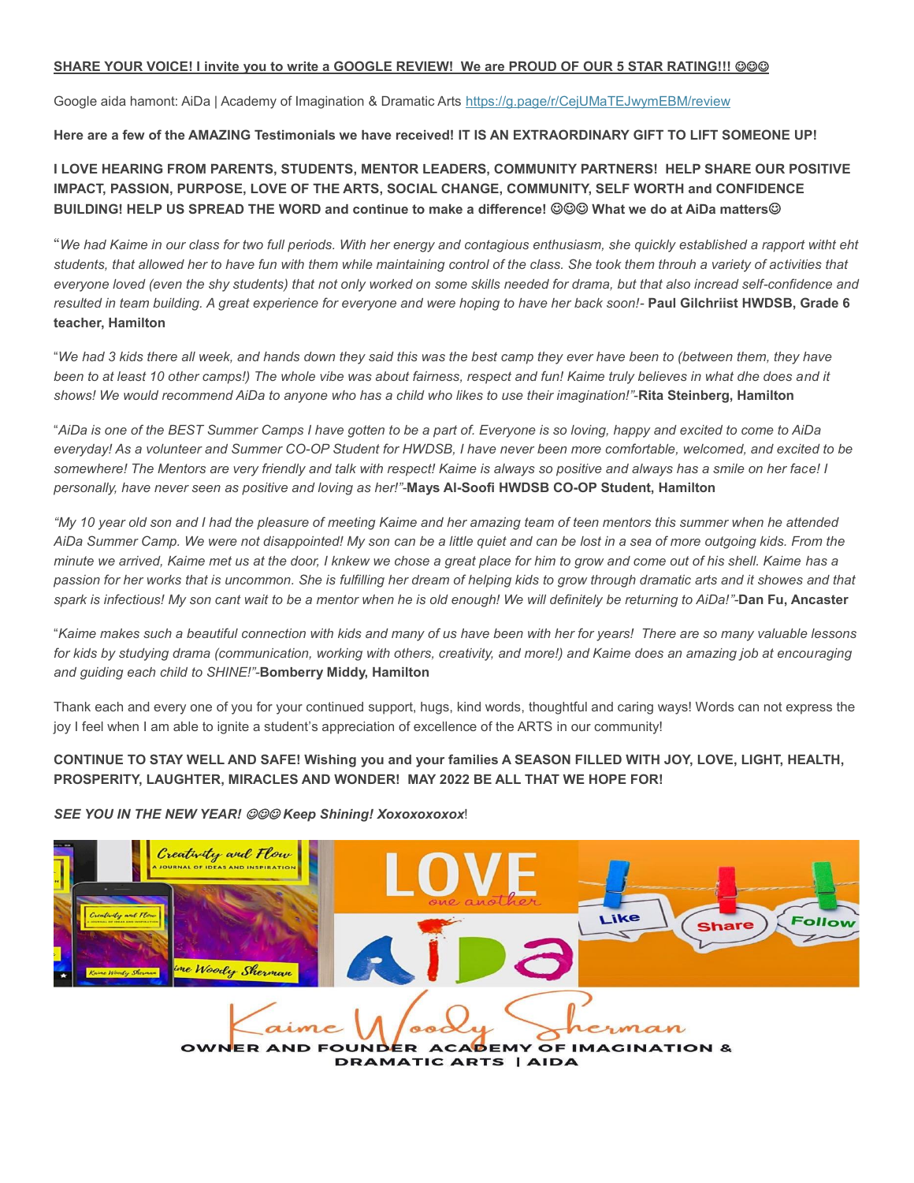**SHARE YOUR VOICE! I invite you to write a GOOGLE REVIEW! We are PROUD OF OUR 5 STAR RATING!!! ☺☺☺**

Google aida hamont: AiDa | Academy of Imagination & Dramatic Arts https://g.page/r/CejUMaTEJwymEBM/review

**Here are a few of the AMAZING Testimonials we have received! IT IS AN EXTRAORDINARY GIFT TO LIFT SOMEONE UP!**

**I LOVE HEARING FROM PARENTS, STUDENTS, MENTOR LEADERS, COMMUNITY PARTNERS! HELP SHARE OUR POSITIVE IMPACT, PASSION, PURPOSE, LOVE OF THE ARTS, SOCIAL CHANGE, COMMUNITY, SELF WORTH and CONFIDENCE BUILDING! HELP US SPREAD THE WORD and continue to make a difference! ☺☺☺ What we do at AiDa matters☺**

"*We had Kaime in our class for two full periods. With her energy and contagious enthusiasm, she quickly established a rapport witht eht students, that allowed her to have fun with them while maintaining control of the class. She took them throuh a variety of activities that everyone loved (even the shy students) that not only worked on some skills needed for drama, but that also incread self-confidence and resulted in team building. A great experience for everyone and were hoping to have her back soon!*- **Paul Gilchriist HWDSB, Grade 6 teacher, Hamilton**

"*We had 3 kids there all week, and hands down they said this was the best camp they ever have been to (between them, they have been to at least 10 other camps!) The whole vibe was about fairness, respect and fun! Kaime truly believes in what dhe does and it shows! We would recommend AiDa to anyone who has a child who likes to use their imagination!"*-**Rita Steinberg, Hamilton**

"*AiDa is one of the BEST Summer Camps I have gotten to be a part of. Everyone is so loving, happy and excited to come to AiDa everyday! As a volunteer and Summer CO-OP Student for HWDSB, I have never been more comfortable, welcomed, and excited to be somewhere! The Mentors are very friendly and talk with respect! Kaime is always so positive and always has a smile on her face! I personally, have never seen as positive and loving as her!"*-**Mays Al-Soofi HWDSB CO-OP Student, Hamilton**

*"My 10 year old son and I had the pleasure of meeting Kaime and her amazing team of teen mentors this summer when he attended AiDa Summer Camp. We were not disappointed! My son can be a little quiet and can be lost in a sea of more outgoing kids. From the minute we arrived, Kaime met us at the door, I knkew we chose a great place for him to grow and come out of his shell. Kaime has a passion for her works that is uncommon. She is fulfilling her dream of helping kids to grow through dramatic arts and it showes and that spark is infectious! My son cant wait to be a mentor when he is old enough! We will definitely be returning to AiDa!"*-**Dan Fu, Ancaster**

"*Kaime makes such a beautiful connection with kids and many of us have been with her for years! There are so many valuable lessons for kids by studying drama (communication, working with others, creativity, and more!) and Kaime does an amazing job at encouraging and guiding each child to SHINE!"*-**Bomberry Middy, Hamilton**

Thank each and every one of you for your continued support, hugs, kind words, thoughtful and caring ways! Words can not express the joy I feel when I am able to ignite a student's appreciation of excellence of the ARTS in our community!

**CONTINUE TO STAY WELL AND SAFE! Wishing you and your families A SEASON FILLED WITH JOY, LOVE, LIGHT, HEALTH, PROSPERITY, LAUGHTER, MIRACLES AND WONDER! MAY 2022 BE ALL THAT WE HOPE FOR!**

***SEE YOU IN THE NEW YEAR! ☺☺☺ Keep Shining! Xoxoxoxoxox***!

Kaime Woody Sherman

OWNER AND FOUNDER ACADEMY OF IMAGINATION & DRAMATIC ARTS | AIDA